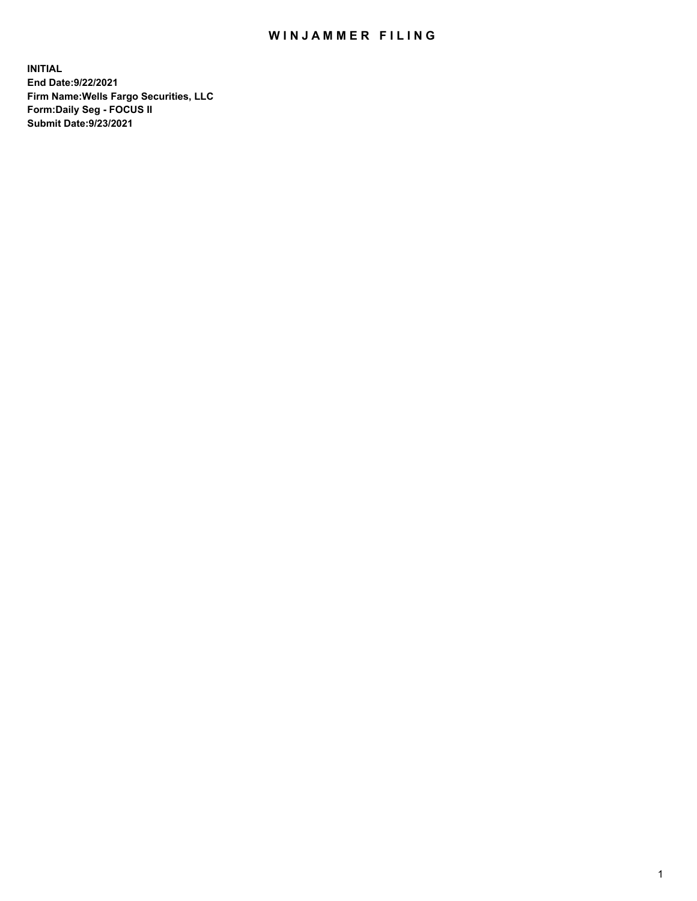# WINJAMMER FILING

**INITIAL**
**End Date:9/22/2021**
**Firm Name:Wells Fargo Securities, LLC**
**Form:Daily Seg - FOCUS II**
**Submit Date:9/23/2021**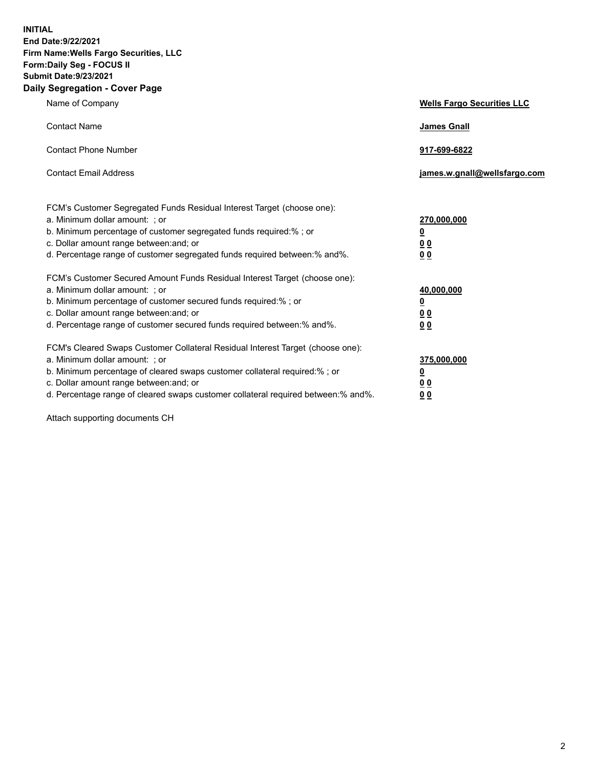**INITIAL**
**End Date:9/22/2021**
**Firm Name:Wells Fargo Securities, LLC**
**Form:Daily Seg - FOCUS II**
**Submit Date:9/23/2021**

## Daily Segregation - Cover Page

| | |
|---|---|
| Name of Company | **Wells Fargo Securities LLC** |
| Contact Name | **James Gnall** |
| Contact Phone Number | **917-699-6822** |
| Contact Email Address | **james.w.gnall@wellsfargo.com** |

| | |
|---|---|
| FCM's Customer Segregated Funds Residual Interest Target (choose one): | |
| a. Minimum dollar amount: ; or | **270,000,000** |
| b. Minimum percentage of customer segregated funds required:% ; or | **0** |
| c. Dollar amount range between:and; or | **0 0** |
| d. Percentage range of customer segregated funds required between:% and%. | **0 0** |
| FCM's Customer Secured Amount Funds Residual Interest Target (choose one): | |
| a. Minimum dollar amount: ; or | **40,000,000** |
| b. Minimum percentage of customer secured funds required:% ; or | **0** |
| c. Dollar amount range between:and; or | **0 0** |
| d. Percentage range of customer secured funds required between:% and%. | **0 0** |
| FCM's Cleared Swaps Customer Collateral Residual Interest Target (choose one): | |
| a. Minimum dollar amount: ; or | **375,000,000** |
| b. Minimum percentage of cleared swaps customer collateral required:% ; or | **0** |
| c. Dollar amount range between:and; or | **0 0** |
| d. Percentage range of cleared swaps customer collateral required between:% and%. | **0 0** |

Attach supporting documents CH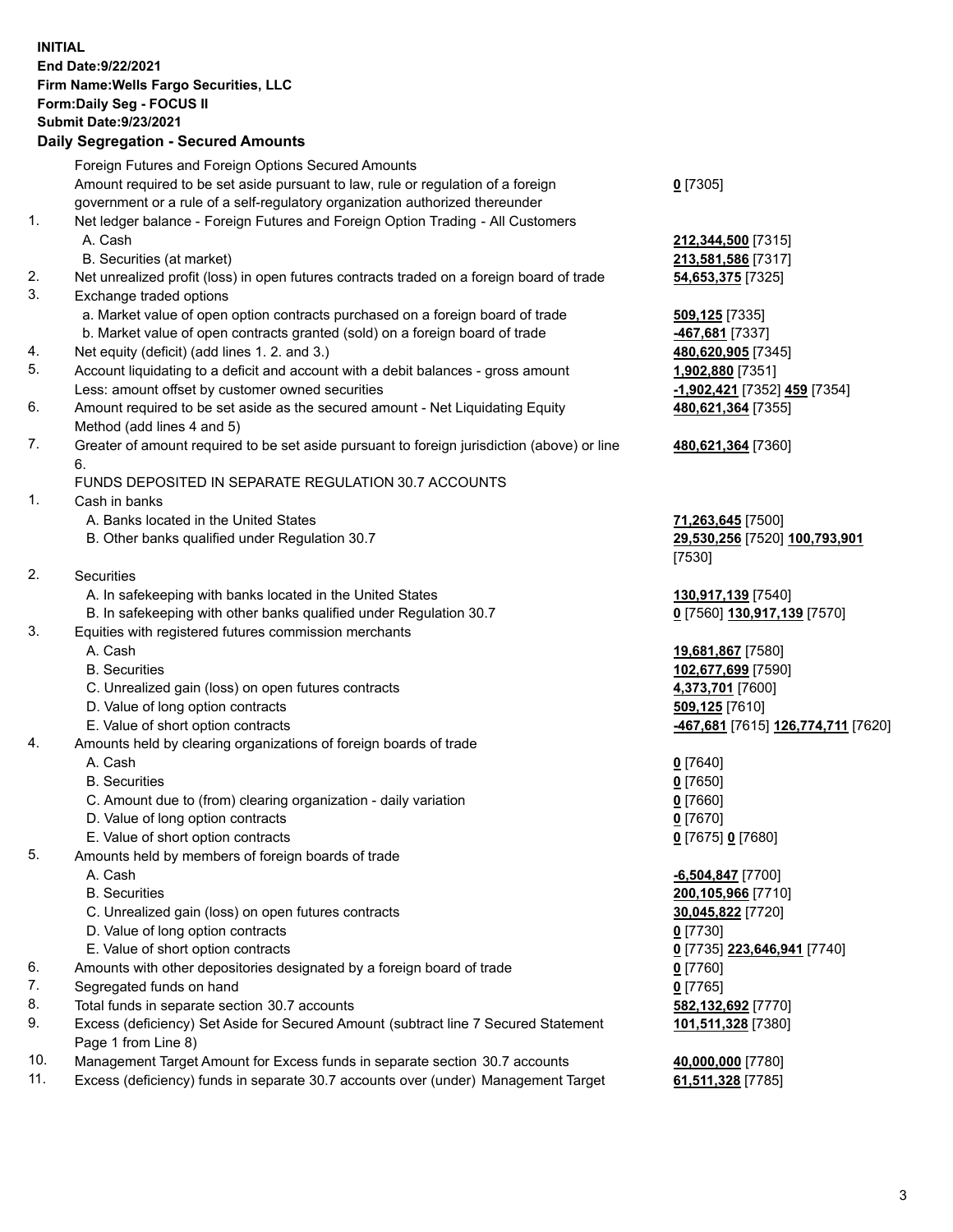**INITIAL**
**End Date:9/22/2021**
**Firm Name:Wells Fargo Securities, LLC**
**Form:Daily Seg - FOCUS II**
**Submit Date:9/23/2021**

**Daily Segregation - Secured Amounts**

| | | |
|---|---|---|
| | Foreign Futures and Foreign Options Secured Amounts | |
| | Amount required to be set aside pursuant to law, rule or regulation of a foreign government or a rule of a self-regulatory organization authorized thereunder | **0** [7305] |
| 1. | Net ledger balance - Foreign Futures and Foreign Option Trading - All Customers | |
| | A. Cash | **212,344,500** [7315] |
| | B. Securities (at market) | **213,581,586** [7317] |
| 2. | Net unrealized profit (loss) in open futures contracts traded on a foreign board of trade | **54,653,375** [7325] |
| 3. | Exchange traded options | |
| | a. Market value of open option contracts purchased on a foreign board of trade | **509,125** [7335] |
| | b. Market value of open contracts granted (sold) on a foreign board of trade | **-467,681** [7337] |
| 4. | Net equity (deficit) (add lines 1. 2. and 3.) | **480,620,905** [7345] |
| 5. | Account liquidating to a deficit and account with a debit balances - gross amount | **1,902,880** [7351] |
| | Less: amount offset by customer owned securities | **-1,902,421** [7352] **459** [7354] |
| 6. | Amount required to be set aside as the secured amount - Net Liquidating Equity Method (add lines 4 and 5) | **480,621,364** [7355] |
| 7. | Greater of amount required to be set aside pursuant to foreign jurisdiction (above) or line 6. | **480,621,364** [7360] |
| | FUNDS DEPOSITED IN SEPARATE REGULATION 30.7 ACCOUNTS | |
| 1. | Cash in banks | |
| | A. Banks located in the United States | **71,263,645** [7500] |
| | B. Other banks qualified under Regulation 30.7 | **29,530,256** [7520] **100,793,901** [7530] |
| 2. | Securities | |
| | A. In safekeeping with banks located in the United States | **130,917,139** [7540] |
| | B. In safekeeping with other banks qualified under Regulation 30.7 | **0** [7560] **130,917,139** [7570] |
| 3. | Equities with registered futures commission merchants | |
| | A. Cash | **19,681,867** [7580] |
| | B. Securities | **102,677,699** [7590] |
| | C. Unrealized gain (loss) on open futures contracts | **4,373,701** [7600] |
| | D. Value of long option contracts | **509,125** [7610] |
| | E. Value of short option contracts | **-467,681** [7615] **126,774,711** [7620] |
| 4. | Amounts held by clearing organizations of foreign boards of trade | |
| | A. Cash | **0** [7640] |
| | B. Securities | **0** [7650] |
| | C. Amount due to (from) clearing organization - daily variation | **0** [7660] |
| | D. Value of long option contracts | **0** [7670] |
| | E. Value of short option contracts | **0** [7675] **0** [7680] |
| 5. | Amounts held by members of foreign boards of trade | |
| | A. Cash | **-6,504,847** [7700] |
| | B. Securities | **200,105,966** [7710] |
| | C. Unrealized gain (loss) on open futures contracts | **30,045,822** [7720] |
| | D. Value of long option contracts | **0** [7730] |
| | E. Value of short option contracts | **0** [7735] **223,646,941** [7740] |
| 6. | Amounts with other depositories designated by a foreign board of trade | **0** [7760] |
| 7. | Segregated funds on hand | **0** [7765] |
| 8. | Total funds in separate section 30.7 accounts | **582,132,692** [7770] |
| 9. | Excess (deficiency) Set Aside for Secured Amount (subtract line 7 Secured Statement Page 1 from Line 8) | **101,511,328** [7380] |
| 10. | Management Target Amount for Excess funds in separate section 30.7 accounts | **40,000,000** [7780] |
| 11. | Excess (deficiency) funds in separate 30.7 accounts over (under) Management Target | **61,511,328** [7785] |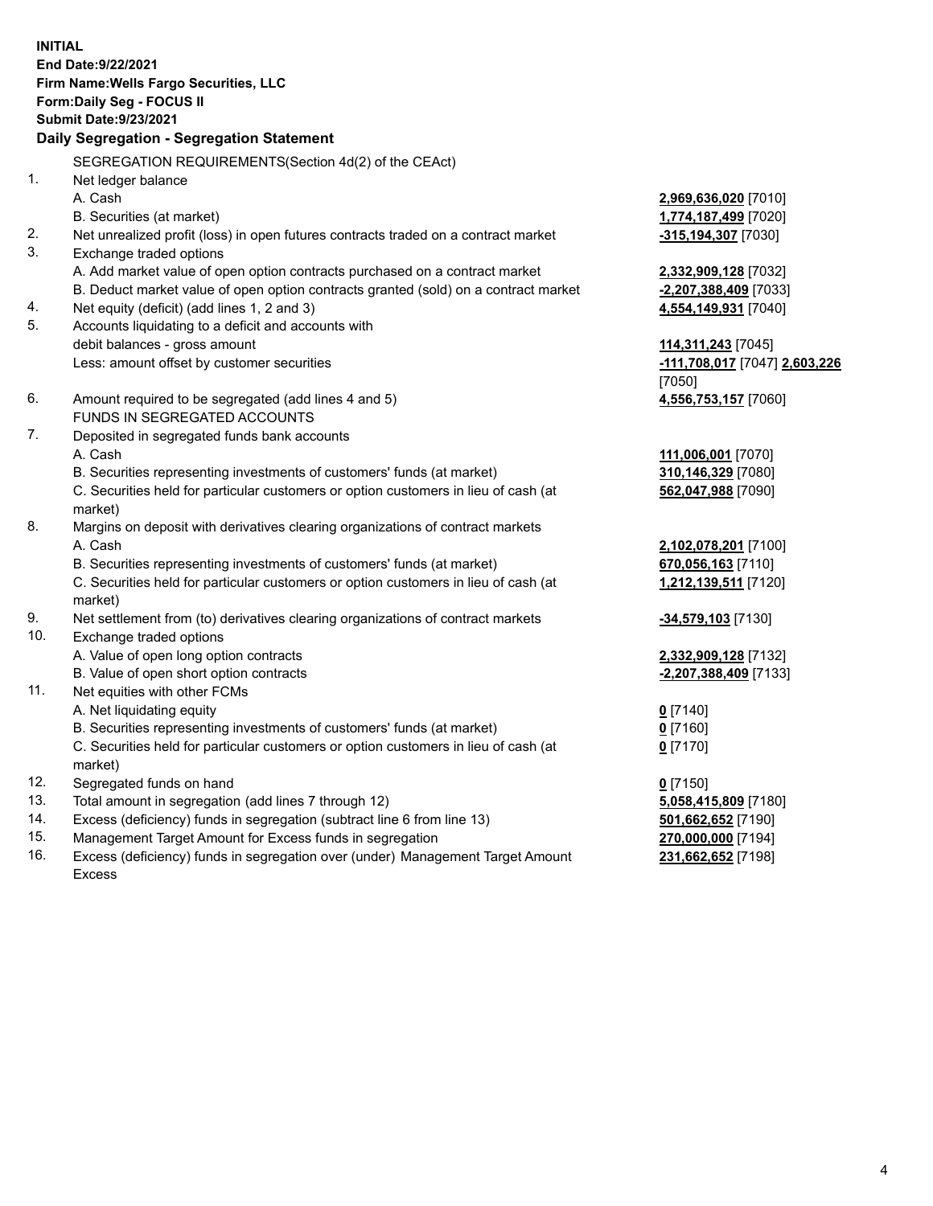**INITIAL**
**End Date:9/22/2021**
**Firm Name:Wells Fargo Securities, LLC**
**Form:Daily Seg - FOCUS II**
**Submit Date:9/23/2021**

### Daily Segregation - Segregation Statement

SEGREGATION REQUIREMENTS(Section 4d(2) of the CEAct)

| | | |
|---|---|---|
| 1. | Net ledger balance | |
| | A. Cash | **2,969,636,020** [7010] |
| | B. Securities (at market) | **1,774,187,499** [7020] |
| 2. | Net unrealized profit (loss) in open futures contracts traded on a contract market | **-315,194,307** [7030] |
| 3. | Exchange traded options | |
| | A. Add market value of open option contracts purchased on a contract market | **2,332,909,128** [7032] |
| | B. Deduct market value of open option contracts granted (sold) on a contract market | **-2,207,388,409** [7033] |
| 4. | Net equity (deficit) (add lines 1, 2 and 3) | **4,554,149,931** [7040] |
| 5. | Accounts liquidating to a deficit and accounts with debit balances - gross amount | **114,311,243** [7045] |
| | Less: amount offset by customer securities | **-111,708,017** [7047] **2,603,226** [7050] |
| 6. | Amount required to be segregated (add lines 4 and 5) | **4,556,753,157** [7060] |
| | FUNDS IN SEGREGATED ACCOUNTS | |
| 7. | Deposited in segregated funds bank accounts | |
| | A. Cash | **111,006,001** [7070] |
| | B. Securities representing investments of customers' funds (at market) | **310,146,329** [7080] |
| | C. Securities held for particular customers or option customers in lieu of cash (at market) | **562,047,988** [7090] |
| 8. | Margins on deposit with derivatives clearing organizations of contract markets | |
| | A. Cash | **2,102,078,201** [7100] |
| | B. Securities representing investments of customers' funds (at market) | **670,056,163** [7110] |
| | C. Securities held for particular customers or option customers in lieu of cash (at market) | **1,212,139,511** [7120] |
| 9. | Net settlement from (to) derivatives clearing organizations of contract markets | **-34,579,103** [7130] |
| 10. | Exchange traded options | |
| | A. Value of open long option contracts | **2,332,909,128** [7132] |
| | B. Value of open short option contracts | **-2,207,388,409** [7133] |
| 11. | Net equities with other FCMs | |
| | A. Net liquidating equity | **0** [7140] |
| | B. Securities representing investments of customers' funds (at market) | **0** [7160] |
| | C. Securities held for particular customers or option customers in lieu of cash (at market) | **0** [7170] |
| 12. | Segregated funds on hand | **0** [7150] |
| 13. | Total amount in segregation (add lines 7 through 12) | **5,058,415,809** [7180] |
| 14. | Excess (deficiency) funds in segregation (subtract line 6 from line 13) | **501,662,652** [7190] |
| 15. | Management Target Amount for Excess funds in segregation | **270,000,000** [7194] |
| 16. | Excess (deficiency) funds in segregation over (under) Management Target Amount Excess | **231,662,652** [7198] |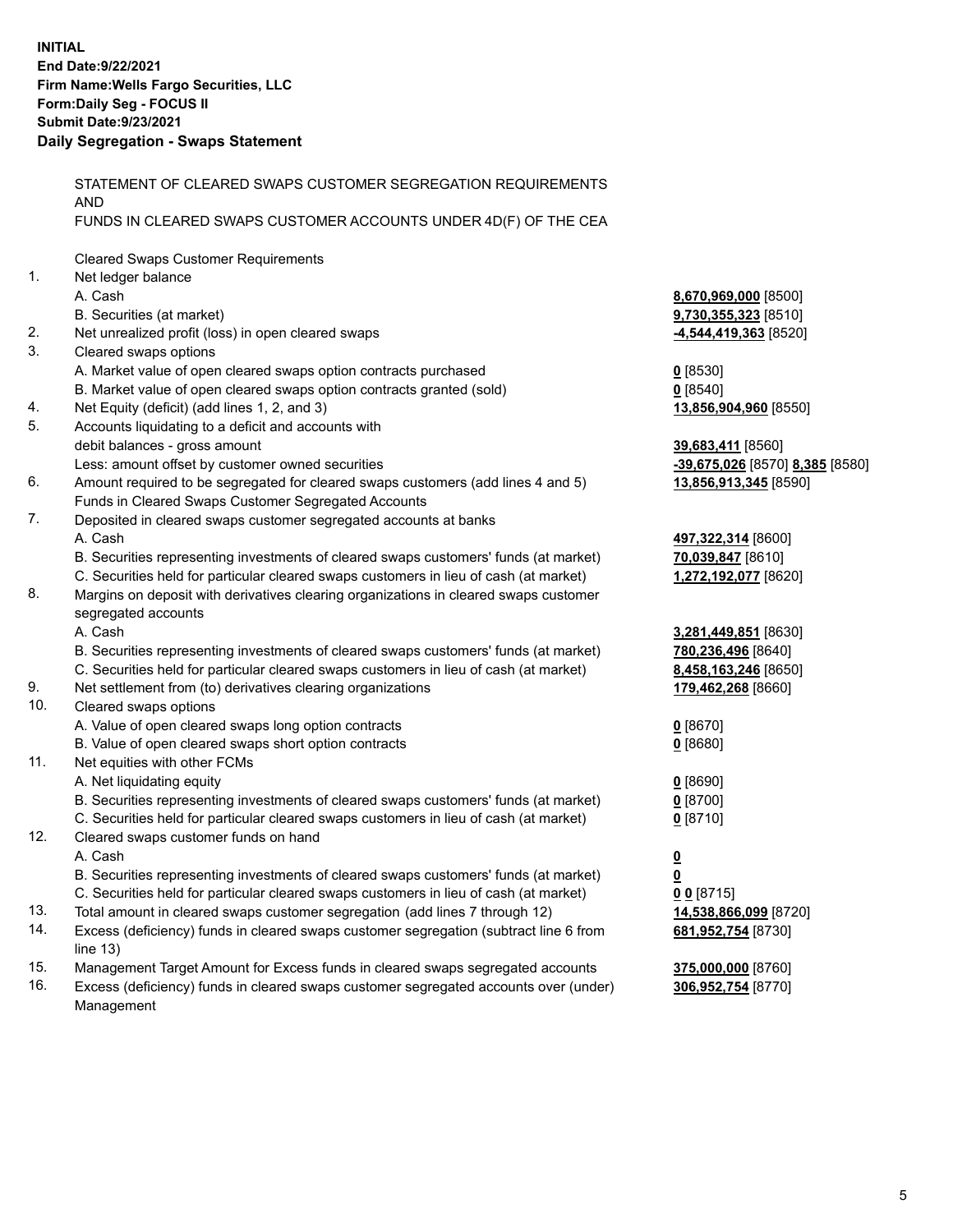**INITIAL**
**End Date:9/22/2021**
**Firm Name:Wells Fargo Securities, LLC**
**Form:Daily Seg - FOCUS II**
**Submit Date:9/23/2021**
**Daily Segregation - Swaps Statement**

STATEMENT OF CLEARED SWAPS CUSTOMER SEGREGATION REQUIREMENTS AND FUNDS IN CLEARED SWAPS CUSTOMER ACCOUNTS UNDER 4D(F) OF THE CEA

| | | |
|---|---|---|
| | Cleared Swaps Customer Requirements | |
| 1. | Net ledger balance | |
| | A. Cash | **8,670,969,000** [8500] |
| | B. Securities (at market) | **9,730,355,323** [8510] |
| 2. | Net unrealized profit (loss) in open cleared swaps | **-4,544,419,363** [8520] |
| 3. | Cleared swaps options | |
| | A. Market value of open cleared swaps option contracts purchased | **0** [8530] |
| | B. Market value of open cleared swaps option contracts granted (sold) | **0** [8540] |
| 4. | Net Equity (deficit) (add lines 1, 2, and 3) | **13,856,904,960** [8550] |
| 5. | Accounts liquidating to a deficit and accounts with debit balances - gross amount | **39,683,411** [8560] |
| | Less: amount offset by customer owned securities | **-39,675,026** [8570] **8,385** [8580] |
| 6. | Amount required to be segregated for cleared swaps customers (add lines 4 and 5) | **13,856,913,345** [8590] |
| | Funds in Cleared Swaps Customer Segregated Accounts | |
| 7. | Deposited in cleared swaps customer segregated accounts at banks | |
| | A. Cash | **497,322,314** [8600] |
| | B. Securities representing investments of cleared swaps customers' funds (at market) | **70,039,847** [8610] |
| | C. Securities held for particular cleared swaps customers in lieu of cash (at market) | **1,272,192,077** [8620] |
| 8. | Margins on deposit with derivatives clearing organizations in cleared swaps customer segregated accounts | |
| | A. Cash | **3,281,449,851** [8630] |
| | B. Securities representing investments of cleared swaps customers' funds (at market) | **780,236,496** [8640] |
| | C. Securities held for particular cleared swaps customers in lieu of cash (at market) | **8,458,163,246** [8650] |
| 9. | Net settlement from (to) derivatives clearing organizations | **179,462,268** [8660] |
| 10. | Cleared swaps options | |
| | A. Value of open cleared swaps long option contracts | **0** [8670] |
| | B. Value of open cleared swaps short option contracts | **0** [8680] |
| 11. | Net equities with other FCMs | |
| | A. Net liquidating equity | **0** [8690] |
| | B. Securities representing investments of cleared swaps customers' funds (at market) | **0** [8700] |
| | C. Securities held for particular cleared swaps customers in lieu of cash (at market) | **0** [8710] |
| 12. | Cleared swaps customer funds on hand | |
| | A. Cash | **0** |
| | B. Securities representing investments of cleared swaps customers' funds (at market) | **0** |
| | C. Securities held for particular cleared swaps customers in lieu of cash (at market) | **0** **0** [8715] |
| 13. | Total amount in cleared swaps customer segregation (add lines 7 through 12) | **14,538,866,099** [8720] |
| 14. | Excess (deficiency) funds in cleared swaps customer segregation (subtract line 6 from line 13) | **681,952,754** [8730] |
| 15. | Management Target Amount for Excess funds in cleared swaps segregated accounts | **375,000,000** [8760] |
| 16. | Excess (deficiency) funds in cleared swaps customer segregated accounts over (under) Management | **306,952,754** [8770] |